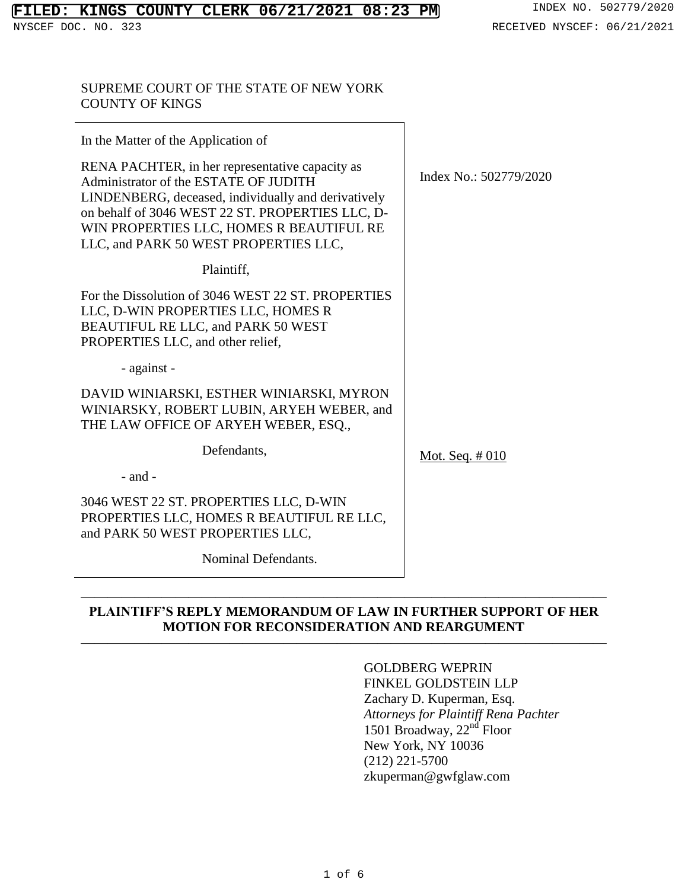FILED: KINGS COUNTY CLERK 06/21/2021 08:23 PM

INDEX NO. 502779/2020

NYSCEF DOC. NO. 323

RECEIVED NYSCEF: 06/21/2021

SUPREME COURT OF THE STATE OF NEW YORK
COUNTY OF KINGS

In the Matter of the Application of

RENA PACHTER, in her representative capacity as Administrator of the ESTATE OF JUDITH LINDENBERG, deceased, individually and derivatively on behalf of 3046 WEST 22 ST. PROPERTIES LLC, D-WIN PROPERTIES LLC, HOMES R BEAUTIFUL RE LLC, and PARK 50 WEST PROPERTIES LLC,

Plaintiff,

For the Dissolution of 3046 WEST 22 ST. PROPERTIES LLC, D-WIN PROPERTIES LLC, HOMES R BEAUTIFUL RE LLC, and PARK 50 WEST PROPERTIES LLC, and other relief,

- against -

DAVID WINIARSKI, ESTHER WINIARSKI, MYRON WINIARSKY, ROBERT LUBIN, ARYEH WEBER, and THE LAW OFFICE OF ARYEH WEBER, ESQ.,

Defendants,

- and -

3046 WEST 22 ST. PROPERTIES LLC, D-WIN PROPERTIES LLC, HOMES R BEAUTIFUL RE LLC, and PARK 50 WEST PROPERTIES LLC,

Nominal Defendants.

Index No.: 502779/2020

Mot. Seq. # 010

**PLAINTIFF'S REPLY MEMORANDUM OF LAW IN FURTHER SUPPORT OF HER MOTION FOR RECONSIDERATION AND REARGUMENT**

GOLDBERG WEPRIN
FINKEL GOLDSTEIN LLP
Zachary D. Kuperman, Esq.
*Attorneys for Plaintiff Rena Pachter*
1501 Broadway, 22nd Floor
New York, NY 10036
(212) 221-5700
zkuperman@gwfglaw.com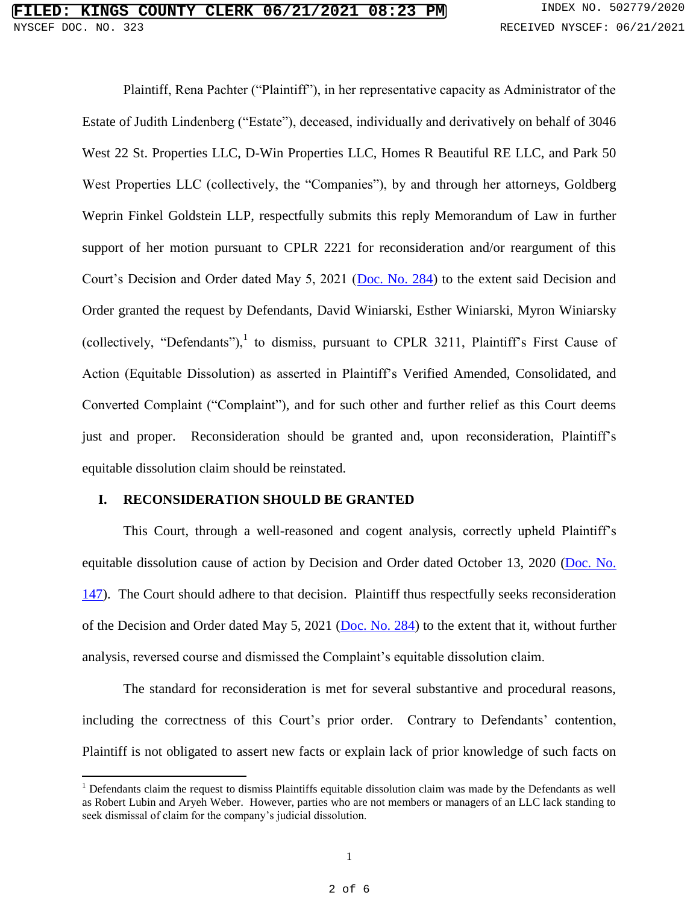Plaintiff, Rena Pachter ("Plaintiff"), in her representative capacity as Administrator of the Estate of Judith Lindenberg ("Estate"), deceased, individually and derivatively on behalf of 3046 West 22 St. Properties LLC, D-Win Properties LLC, Homes R Beautiful RE LLC, and Park 50 West Properties LLC (collectively, the "Companies"), by and through her attorneys, Goldberg Weprin Finkel Goldstein LLP, respectfully submits this reply Memorandum of Law in further support of her motion pursuant to CPLR 2221 for reconsideration and/or reargument of this Court's Decision and Order dated May 5, 2021 (Doc. No. 284) to the extent said Decision and Order granted the request by Defendants, David Winiarski, Esther Winiarski, Myron Winiarsky (collectively, "Defendants"),[1] to dismiss, pursuant to CPLR 3211, Plaintiff's First Cause of Action (Equitable Dissolution) as asserted in Plaintiff's Verified Amended, Consolidated, and Converted Complaint ("Complaint"), and for such other and further relief as this Court deems just and proper. Reconsideration should be granted and, upon reconsideration, Plaintiff's equitable dissolution claim should be reinstated.

## I. RECONSIDERATION SHOULD BE GRANTED

This Court, through a well-reasoned and cogent analysis, correctly upheld Plaintiff's equitable dissolution cause of action by Decision and Order dated October 13, 2020 (Doc. No. 147). The Court should adhere to that decision. Plaintiff thus respectfully seeks reconsideration of the Decision and Order dated May 5, 2021 (Doc. No. 284) to the extent that it, without further analysis, reversed course and dismissed the Complaint's equitable dissolution claim.

The standard for reconsideration is met for several substantive and procedural reasons, including the correctness of this Court's prior order. Contrary to Defendants' contention, Plaintiff is not obligated to assert new facts or explain lack of prior knowledge of such facts on

---

[1] Defendants claim the request to dismiss Plaintiffs equitable dissolution claim was made by the Defendants as well as Robert Lubin and Aryeh Weber. However, parties who are not members or managers of an LLC lack standing to seek dismissal of claim for the company's judicial dissolution.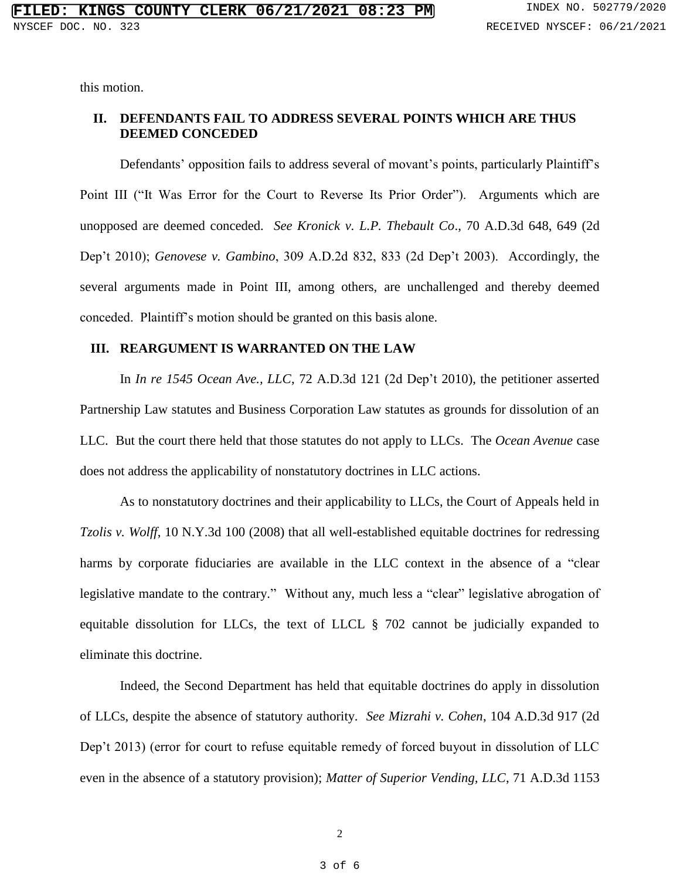this motion.

## II. DEFENDANTS FAIL TO ADDRESS SEVERAL POINTS WHICH ARE THUS DEEMED CONCEDED

Defendants' opposition fails to address several of movant's points, particularly Plaintiff's Point III ("It Was Error for the Court to Reverse Its Prior Order"). Arguments which are unopposed are deemed conceded. *See Kronick v. L.P. Thebault Co*., 70 A.D.3d 648, 649 (2d Dep't 2010); *Genovese v. Gambino*, 309 A.D.2d 832, 833 (2d Dep't 2003). Accordingly, the several arguments made in Point III, among others, are unchallenged and thereby deemed conceded. Plaintiff's motion should be granted on this basis alone.

## III. REARGUMENT IS WARRANTED ON THE LAW

In *In re 1545 Ocean Ave., LLC*, 72 A.D.3d 121 (2d Dep't 2010), the petitioner asserted Partnership Law statutes and Business Corporation Law statutes as grounds for dissolution of an LLC. But the court there held that those statutes do not apply to LLCs. The *Ocean Avenue* case does not address the applicability of nonstatutory doctrines in LLC actions.

As to nonstatutory doctrines and their applicability to LLCs, the Court of Appeals held in *Tzolis v. Wolff*, 10 N.Y.3d 100 (2008) that all well-established equitable doctrines for redressing harms by corporate fiduciaries are available in the LLC context in the absence of a "clear legislative mandate to the contrary." Without any, much less a "clear" legislative abrogation of equitable dissolution for LLCs, the text of LLCL § 702 cannot be judicially expanded to eliminate this doctrine.

Indeed, the Second Department has held that equitable doctrines do apply in dissolution of LLCs, despite the absence of statutory authority. *See Mizrahi v. Cohen*, 104 A.D.3d 917 (2d Dep't 2013) (error for court to refuse equitable remedy of forced buyout in dissolution of LLC even in the absence of a statutory provision); *Matter of Superior Vending, LLC*, 71 A.D.3d 1153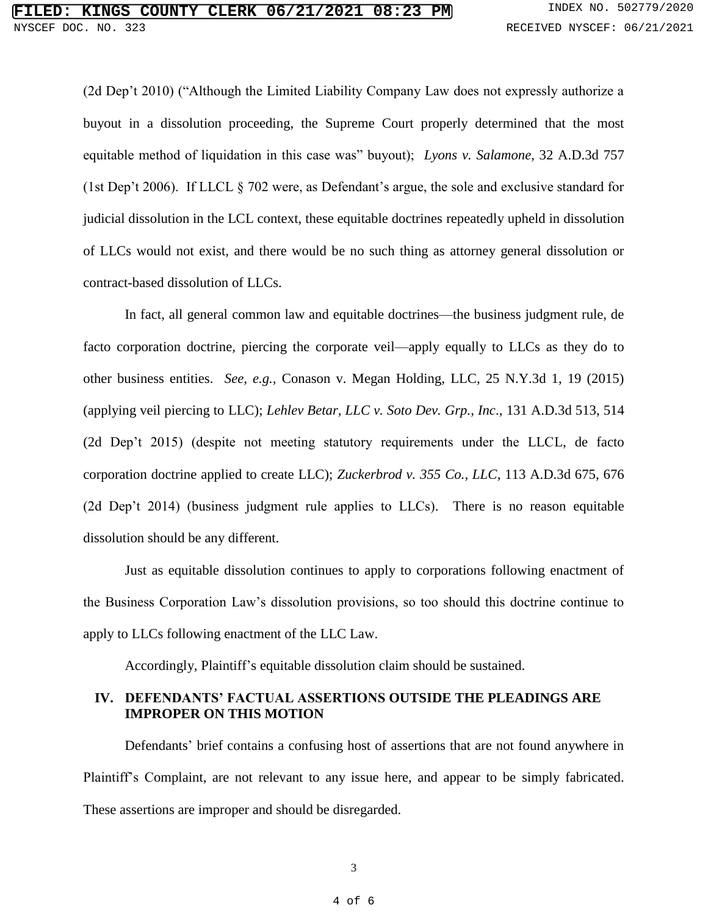(2d Dep't 2010) ("Although the Limited Liability Company Law does not expressly authorize a buyout in a dissolution proceeding, the Supreme Court properly determined that the most equitable method of liquidation in this case was" buyout); *Lyons v. Salamone*, 32 A.D.3d 757 (1st Dep't 2006). If LLCL § 702 were, as Defendant's argue, the sole and exclusive standard for judicial dissolution in the LCL context, these equitable doctrines repeatedly upheld in dissolution of LLCs would not exist, and there would be no such thing as attorney general dissolution or contract-based dissolution of LLCs.

In fact, all general common law and equitable doctrines—the business judgment rule, de facto corporation doctrine, piercing the corporate veil—apply equally to LLCs as they do to other business entities. *See, e.g.*, Conason v. Megan Holding, LLC, 25 N.Y.3d 1, 19 (2015) (applying veil piercing to LLC); *Lehlev Betar, LLC v. Soto Dev. Grp., Inc*., 131 A.D.3d 513, 514 (2d Dep't 2015) (despite not meeting statutory requirements under the LLCL, de facto corporation doctrine applied to create LLC); *Zuckerbrod v. 355 Co., LLC*, 113 A.D.3d 675, 676 (2d Dep't 2014) (business judgment rule applies to LLCs). There is no reason equitable dissolution should be any different.

Just as equitable dissolution continues to apply to corporations following enactment of the Business Corporation Law's dissolution provisions, so too should this doctrine continue to apply to LLCs following enactment of the LLC Law.

Accordingly, Plaintiff's equitable dissolution claim should be sustained.

## IV. DEFENDANTS' FACTUAL ASSERTIONS OUTSIDE THE PLEADINGS ARE IMPROPER ON THIS MOTION

Defendants' brief contains a confusing host of assertions that are not found anywhere in Plaintiff's Complaint, are not relevant to any issue here, and appear to be simply fabricated. These assertions are improper and should be disregarded.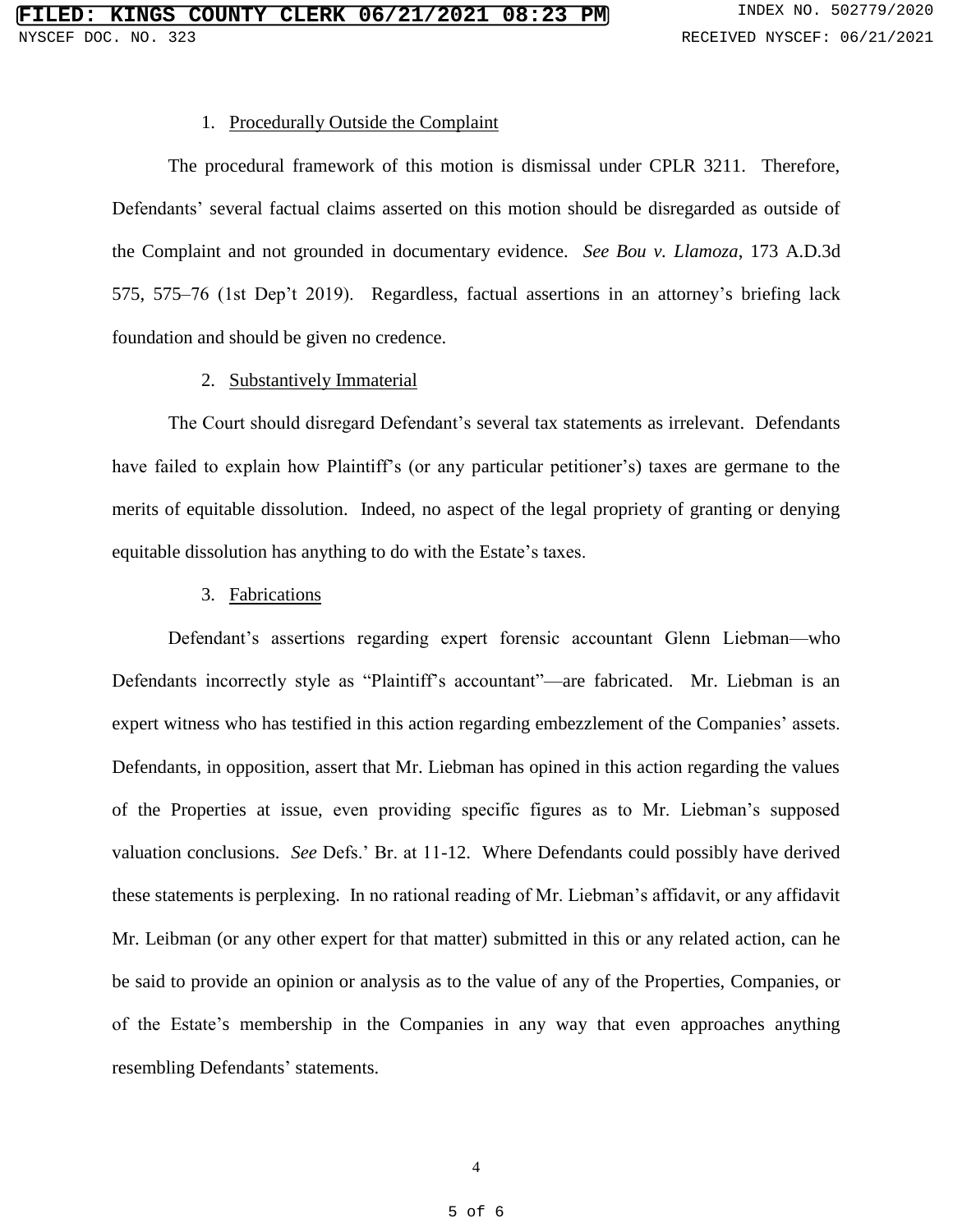1. Procedurally Outside the Complaint

The procedural framework of this motion is dismissal under CPLR 3211. Therefore, Defendants' several factual claims asserted on this motion should be disregarded as outside of the Complaint and not grounded in documentary evidence. *See Bou v. Llamoza*, 173 A.D.3d 575, 575–76 (1st Dep't 2019). Regardless, factual assertions in an attorney's briefing lack foundation and should be given no credence.

2. Substantively Immaterial

The Court should disregard Defendant's several tax statements as irrelevant. Defendants have failed to explain how Plaintiff's (or any particular petitioner's) taxes are germane to the merits of equitable dissolution. Indeed, no aspect of the legal propriety of granting or denying equitable dissolution has anything to do with the Estate's taxes.

3. Fabrications

Defendant's assertions regarding expert forensic accountant Glenn Liebman—who Defendants incorrectly style as "Plaintiff's accountant"—are fabricated. Mr. Liebman is an expert witness who has testified in this action regarding embezzlement of the Companies' assets. Defendants, in opposition, assert that Mr. Liebman has opined in this action regarding the values of the Properties at issue, even providing specific figures as to Mr. Liebman's supposed valuation conclusions. *See* Defs.' Br. at 11-12. Where Defendants could possibly have derived these statements is perplexing. In no rational reading of Mr. Liebman's affidavit, or any affidavit Mr. Leibman (or any other expert for that matter) submitted in this or any related action, can he be said to provide an opinion or analysis as to the value of any of the Properties, Companies, or of the Estate's membership in the Companies in any way that even approaches anything resembling Defendants' statements.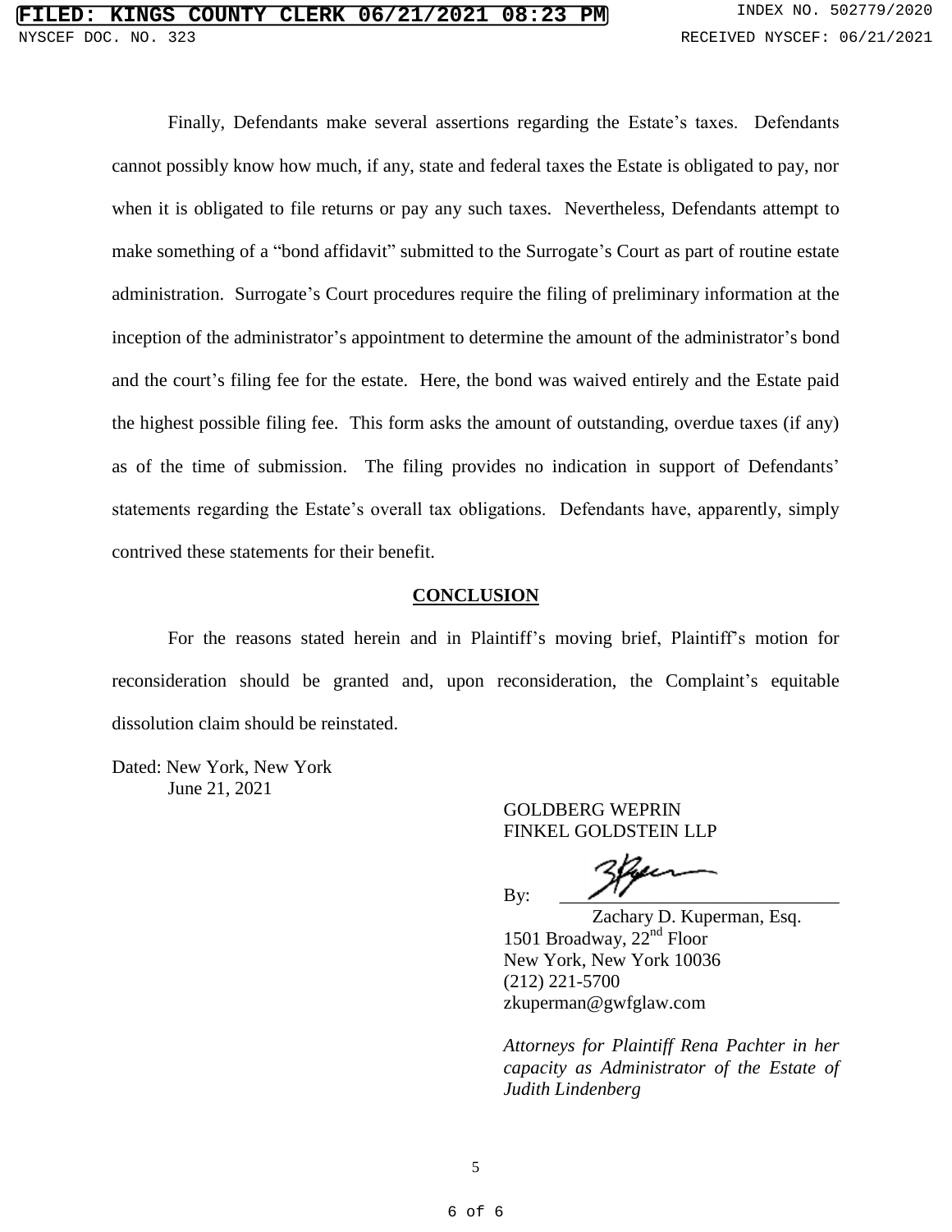Finally, Defendants make several assertions regarding the Estate's taxes. Defendants cannot possibly know how much, if any, state and federal taxes the Estate is obligated to pay, nor when it is obligated to file returns or pay any such taxes. Nevertheless, Defendants attempt to make something of a "bond affidavit" submitted to the Surrogate's Court as part of routine estate administration. Surrogate's Court procedures require the filing of preliminary information at the inception of the administrator's appointment to determine the amount of the administrator's bond and the court's filing fee for the estate. Here, the bond was waived entirely and the Estate paid the highest possible filing fee. This form asks the amount of outstanding, overdue taxes (if any) as of the time of submission. The filing provides no indication in support of Defendants' statements regarding the Estate's overall tax obligations. Defendants have, apparently, simply contrived these statements for their benefit.

## CONCLUSION

For the reasons stated herein and in Plaintiff's moving brief, Plaintiff's motion for reconsideration should be granted and, upon reconsideration, the Complaint's equitable dissolution claim should be reinstated.

Dated: New York, New York
June 21, 2021

GOLDBERG WEPRIN
FINKEL GOLDSTEIN LLP

By: ___________________________
Zachary D. Kuperman, Esq.
1501 Broadway, 22nd Floor
New York, New York 10036
(212) 221-5700
zkuperman@gwfglaw.com

*Attorneys for Plaintiff Rena Pachter in her capacity as Administrator of the Estate of Judith Lindenberg*